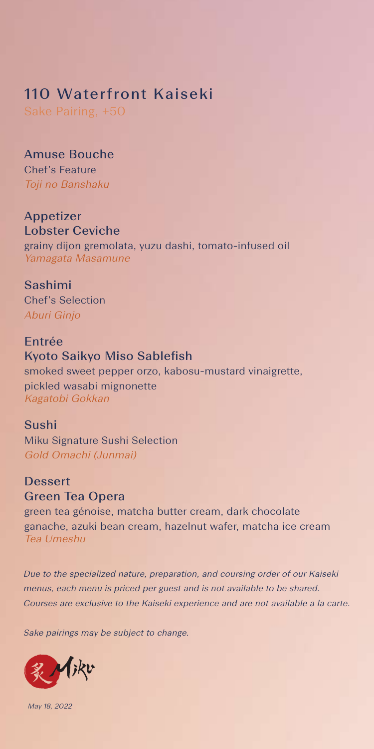# 110 Waterfront Kaiseki

*Sake Pairing, +50*

## Amuse Bouche

Chef's Feature

*Toji no Banshaku*

## Appetizer

### Lobster Ceviche

grainy dijon gremolata, yuzu dashi, tomato-infused oil

*Yamagata Masamune*

## Sashimi

Chef's Selection

*Aburi Ginjo*

## Entrée

### Kyoto Saikyo Miso Sablefish

smoked sweet pepper orzo, kabosu-mustard vinaigrette, pickled wasabi mignonette

*Kagatobi Gokkan*

## Sushi

Miku Signature Sushi Selection

*Gold Omachi (Junmai)*

## Dessert

### Green Tea Opera

green tea génoise, matcha butter cream, dark chocolate ganache, azuki bean cream, hazelnut wafer, matcha ice cream

*Tea Umeshu*

*Due to the specialized nature, preparation, and coursing order of our Kaiseki menus, each menu is priced per guest and is not available to be shared. Courses are exclusive to the Kaiseki experience and are not available a la carte.*

*Sake pairings may be subject to change.*

Miku

*May 18, 2022*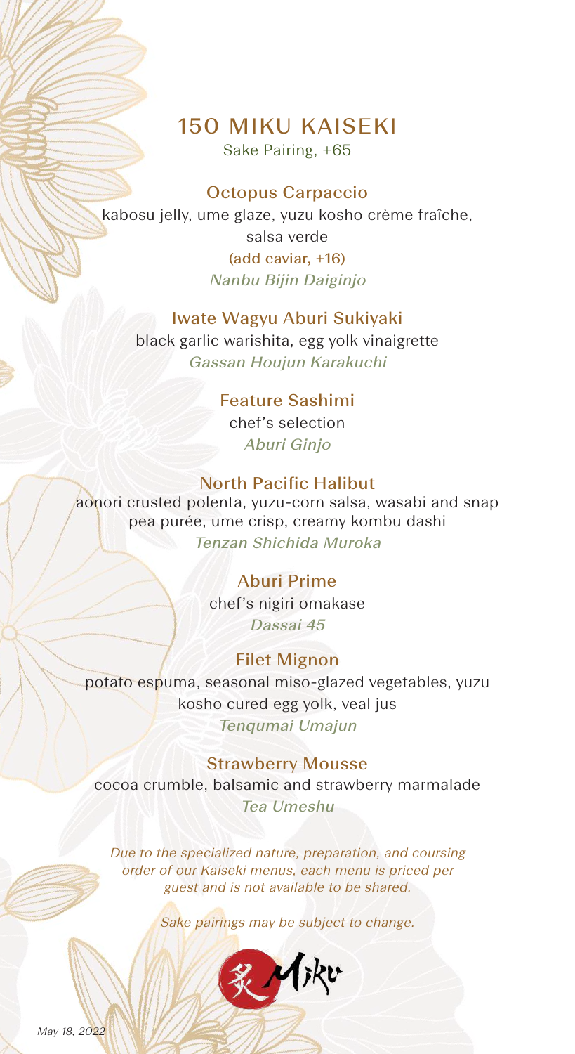# 150 MIKU KAISEKI

Sake Pairing, +65

## Octopus Carpaccio

kabosu jelly, ume glaze, yuzu kosho crème fraîche, salsa verde

(add caviar, +16)

*Nanbu Bijin Daiginjo*

## Iwate Wagyu Aburi Sukiyaki

black garlic warishita, egg yolk vinaigrette

*Gassan Houjun Karakuchi*

## Feature Sashimi

chef's selection

*Aburi Ginjo*

## North Pacific Halibut

aonori crusted polenta, yuzu-corn salsa, wasabi and snap pea purée, ume crisp, creamy kombu dashi

*Tenzan Shichida Muroka*

## Aburi Prime

chef's nigiri omakase

*Dassai 45*

## Filet Mignon

potato espuma, seasonal miso-glazed vegetables, yuzu kosho cured egg yolk, veal jus

*Tenqumai Umajun*

## Strawberry Mousse

cocoa crumble, balsamic and strawberry marmalade

*Tea Umeshu*

*Due to the specialized nature, preparation, and coursing order of our Kaiseki menus, each menu is priced per guest and is not available to be shared.*

*Sake pairings may be subject to change.*

炙 Miku

*May 18, 2022*